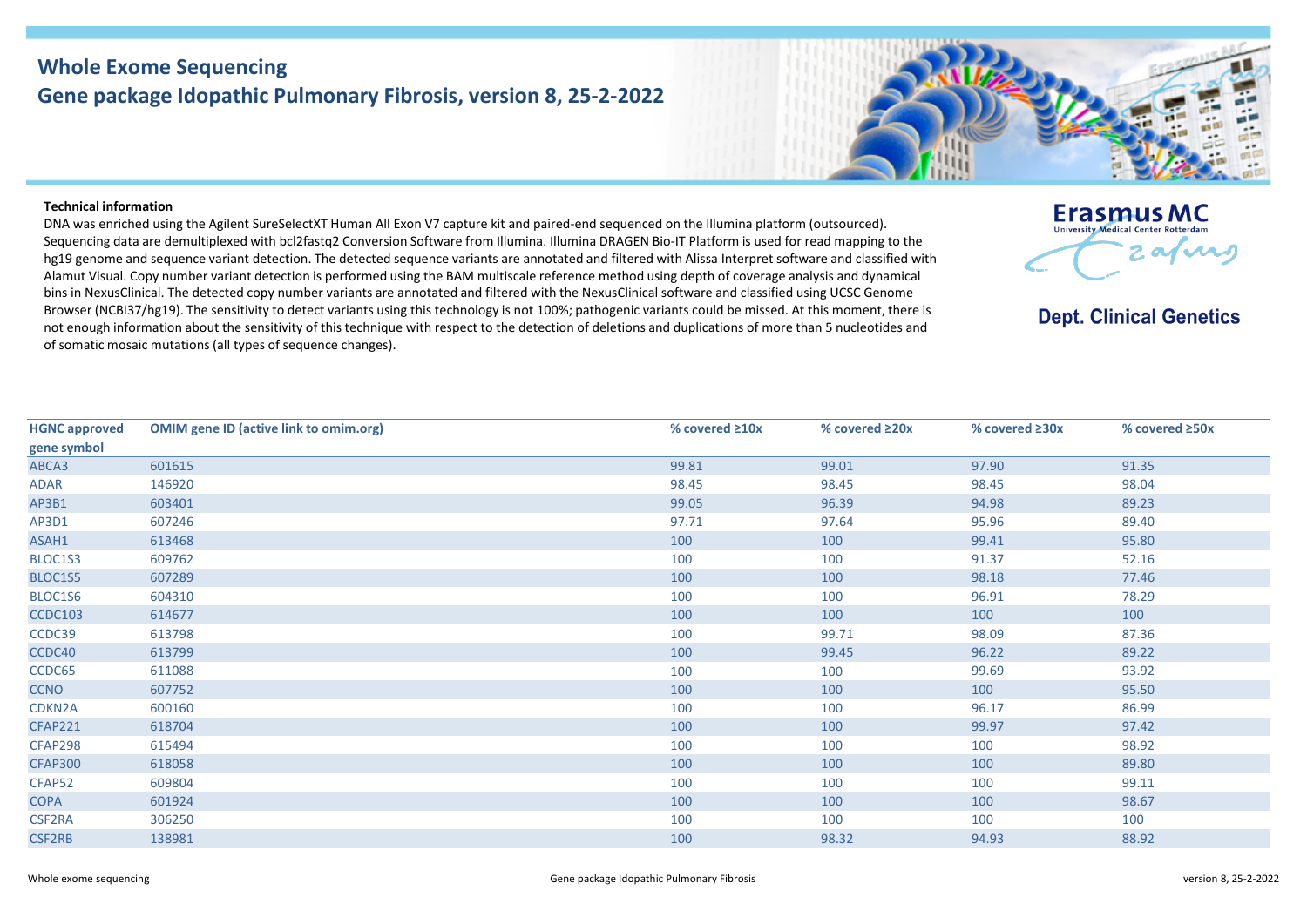# Whole Exome Sequencing

## Gene package Idopathic Pulmonary Fibrosis, version 8, 25-2-2022

**Erasmus MC**
University Medical Center Rotterdam

**Dept. Clinical Genetics**

**Technical information**

DNA was enriched using the Agilent SureSelectXT Human All Exon V7 capture kit and paired-end sequenced on the Illumina platform (outsourced). Sequencing data are demultiplexed with bcl2fastq2 Conversion Software from Illumina. Illumina DRAGEN Bio-IT Platform is used for read mapping to the hg19 genome and sequence variant detection. The detected sequence variants are annotated and filtered with Alissa Interpret software and classified with Alamut Visual. Copy number variant detection is performed using the BAM multiscale reference method using depth of coverage analysis and dynamical bins in NexusClinical. The detected copy number variants are annotated and filtered with the NexusClinical software and classified using UCSC Genome Browser (NCBI37/hg19). The sensitivity to detect variants using this technology is not 100%; pathogenic variants could be missed. At this moment, there is not enough information about the sensitivity of this technique with respect to the detection of deletions and duplications of more than 5 nucleotides and of somatic mosaic mutations (all types of sequence changes).

| HGNC approved gene symbol | OMIM gene ID (active link to omim.org) | % covered ≥10x | % covered ≥20x | % covered ≥30x | % covered ≥50x |
|---|---|---|---|---|---|
| ABCA3 | 601615 | 99.81 | 99.01 | 97.90 | 91.35 |
| ADAR | 146920 | 98.45 | 98.45 | 98.45 | 98.04 |
| AP3B1 | 603401 | 99.05 | 96.39 | 94.98 | 89.23 |
| AP3D1 | 607246 | 97.71 | 97.64 | 95.96 | 89.40 |
| ASAH1 | 613468 | 100 | 100 | 99.41 | 95.80 |
| BLOC1S3 | 609762 | 100 | 100 | 91.37 | 52.16 |
| BLOC1S5 | 607289 | 100 | 100 | 98.18 | 77.46 |
| BLOC1S6 | 604310 | 100 | 100 | 96.91 | 78.29 |
| CCDC103 | 614677 | 100 | 100 | 100 | 100 |
| CCDC39 | 613798 | 100 | 99.71 | 98.09 | 87.36 |
| CCDC40 | 613799 | 100 | 99.45 | 96.22 | 89.22 |
| CCDC65 | 611088 | 100 | 100 | 99.69 | 93.92 |
| CCNO | 607752 | 100 | 100 | 100 | 95.50 |
| CDKN2A | 600160 | 100 | 100 | 96.17 | 86.99 |
| CFAP221 | 618704 | 100 | 100 | 99.97 | 97.42 |
| CFAP298 | 615494 | 100 | 100 | 100 | 98.92 |
| CFAP300 | 618058 | 100 | 100 | 100 | 89.80 |
| CFAP52 | 609804 | 100 | 100 | 100 | 99.11 |
| COPA | 601924 | 100 | 100 | 100 | 98.67 |
| CSF2RA | 306250 | 100 | 100 | 100 | 100 |
| CSF2RB | 138981 | 100 | 98.32 | 94.93 | 88.92 |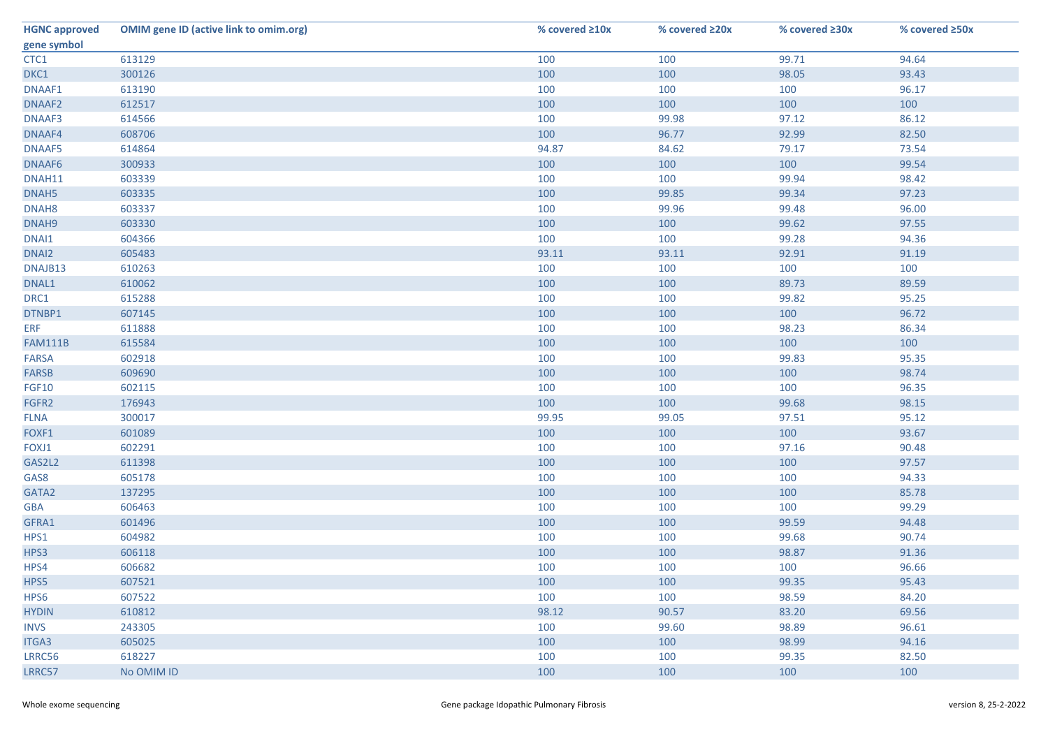| HGNC approved gene symbol | OMIM gene ID (active link to omim.org) | % covered ≥10x | % covered ≥20x | % covered ≥30x | % covered ≥50x |
|---|---|---|---|---|---|
| CTC1 | 613129 | 100 | 100 | 99.71 | 94.64 |
| DKC1 | 300126 | 100 | 100 | 98.05 | 93.43 |
| DNAAF1 | 613190 | 100 | 100 | 100 | 96.17 |
| DNAAF2 | 612517 | 100 | 100 | 100 | 100 |
| DNAAF3 | 614566 | 100 | 99.98 | 97.12 | 86.12 |
| DNAAF4 | 608706 | 100 | 96.77 | 92.99 | 82.50 |
| DNAAF5 | 614864 | 94.87 | 84.62 | 79.17 | 73.54 |
| DNAAF6 | 300933 | 100 | 100 | 100 | 99.54 |
| DNAH11 | 603339 | 100 | 100 | 99.94 | 98.42 |
| DNAH5 | 603335 | 100 | 99.85 | 99.34 | 97.23 |
| DNAH8 | 603337 | 100 | 99.96 | 99.48 | 96.00 |
| DNAH9 | 603330 | 100 | 100 | 99.62 | 97.55 |
| DNAI1 | 604366 | 100 | 100 | 99.28 | 94.36 |
| DNAI2 | 605483 | 93.11 | 93.11 | 92.91 | 91.19 |
| DNAJB13 | 610263 | 100 | 100 | 100 | 100 |
| DNAL1 | 610062 | 100 | 100 | 89.73 | 89.59 |
| DRC1 | 615288 | 100 | 100 | 99.82 | 95.25 |
| DTNBP1 | 607145 | 100 | 100 | 100 | 96.72 |
| ERF | 611888 | 100 | 100 | 98.23 | 86.34 |
| FAM111B | 615584 | 100 | 100 | 100 | 100 |
| FARSA | 602918 | 100 | 100 | 99.83 | 95.35 |
| FARSB | 609690 | 100 | 100 | 100 | 98.74 |
| FGF10 | 602115 | 100 | 100 | 100 | 96.35 |
| FGFR2 | 176943 | 100 | 100 | 99.68 | 98.15 |
| FLNA | 300017 | 99.95 | 99.05 | 97.51 | 95.12 |
| FOXF1 | 601089 | 100 | 100 | 100 | 93.67 |
| FOXJ1 | 602291 | 100 | 100 | 97.16 | 90.48 |
| GAS2L2 | 611398 | 100 | 100 | 100 | 97.57 |
| GAS8 | 605178 | 100 | 100 | 100 | 94.33 |
| GATA2 | 137295 | 100 | 100 | 100 | 85.78 |
| GBA | 606463 | 100 | 100 | 100 | 99.29 |
| GFRA1 | 601496 | 100 | 100 | 99.59 | 94.48 |
| HPS1 | 604982 | 100 | 100 | 99.68 | 90.74 |
| HPS3 | 606118 | 100 | 100 | 98.87 | 91.36 |
| HPS4 | 606682 | 100 | 100 | 100 | 96.66 |
| HPS5 | 607521 | 100 | 100 | 99.35 | 95.43 |
| HPS6 | 607522 | 100 | 100 | 98.59 | 84.20 |
| HYDIN | 610812 | 98.12 | 90.57 | 83.20 | 69.56 |
| INVS | 243305 | 100 | 99.60 | 98.89 | 96.61 |
| ITGA3 | 605025 | 100 | 100 | 98.99 | 94.16 |
| LRRC56 | 618227 | 100 | 100 | 99.35 | 82.50 |
| LRRC57 | No OMIM ID | 100 | 100 | 100 | 100 |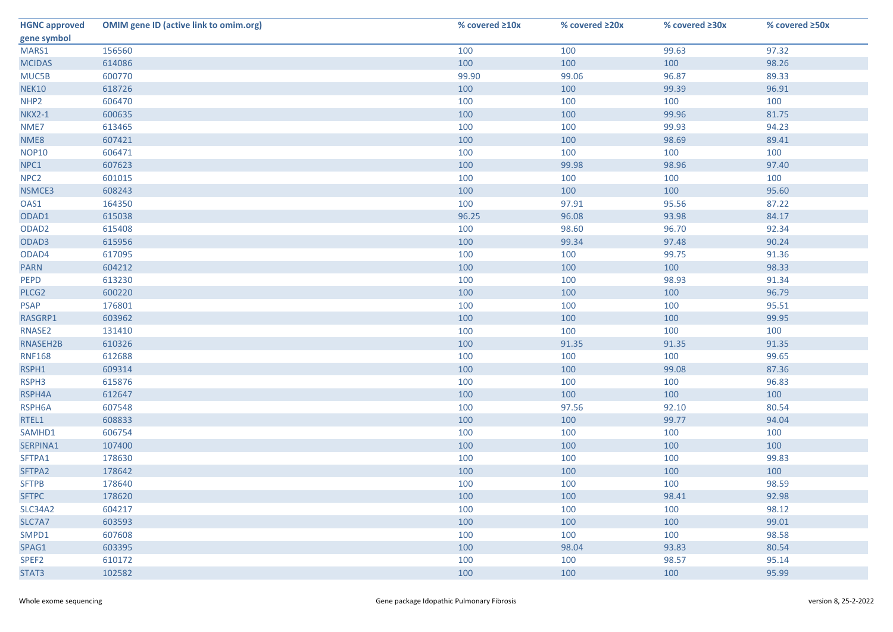| HGNC approved gene symbol | OMIM gene ID (active link to omim.org) | % covered ≥10x | % covered ≥20x | % covered ≥30x | % covered ≥50x |
|---|---|---|---|---|---|
| MARS1 | 156560 | 100 | 100 | 99.63 | 97.32 |
| MCIDAS | 614086 | 100 | 100 | 100 | 98.26 |
| MUC5B | 600770 | 99.90 | 99.06 | 96.87 | 89.33 |
| NEK10 | 618726 | 100 | 100 | 99.39 | 96.91 |
| NHP2 | 606470 | 100 | 100 | 100 | 100 |
| NKX2-1 | 600635 | 100 | 100 | 99.96 | 81.75 |
| NME7 | 613465 | 100 | 100 | 99.93 | 94.23 |
| NME8 | 607421 | 100 | 100 | 98.69 | 89.41 |
| NOP10 | 606471 | 100 | 100 | 100 | 100 |
| NPC1 | 607623 | 100 | 99.98 | 98.96 | 97.40 |
| NPC2 | 601015 | 100 | 100 | 100 | 100 |
| NSMCE3 | 608243 | 100 | 100 | 100 | 95.60 |
| OAS1 | 164350 | 100 | 97.91 | 95.56 | 87.22 |
| ODAD1 | 615038 | 96.25 | 96.08 | 93.98 | 84.17 |
| ODAD2 | 615408 | 100 | 98.60 | 96.70 | 92.34 |
| ODAD3 | 615956 | 100 | 99.34 | 97.48 | 90.24 |
| ODAD4 | 617095 | 100 | 100 | 99.75 | 91.36 |
| PARN | 604212 | 100 | 100 | 100 | 98.33 |
| PEPD | 613230 | 100 | 100 | 98.93 | 91.34 |
| PLCG2 | 600220 | 100 | 100 | 100 | 96.79 |
| PSAP | 176801 | 100 | 100 | 100 | 95.51 |
| RASGRP1 | 603962 | 100 | 100 | 100 | 99.95 |
| RNASE2 | 131410 | 100 | 100 | 100 | 100 |
| RNASEH2B | 610326 | 100 | 91.35 | 91.35 | 91.35 |
| RNF168 | 612688 | 100 | 100 | 100 | 99.65 |
| RSPH1 | 609314 | 100 | 100 | 99.08 | 87.36 |
| RSPH3 | 615876 | 100 | 100 | 100 | 96.83 |
| RSPH4A | 612647 | 100 | 100 | 100 | 100 |
| RSPH6A | 607548 | 100 | 97.56 | 92.10 | 80.54 |
| RTEL1 | 608833 | 100 | 100 | 99.77 | 94.04 |
| SAMHD1 | 606754 | 100 | 100 | 100 | 100 |
| SERPINA1 | 107400 | 100 | 100 | 100 | 100 |
| SFTPA1 | 178630 | 100 | 100 | 100 | 99.83 |
| SFTPA2 | 178642 | 100 | 100 | 100 | 100 |
| SFTPB | 178640 | 100 | 100 | 100 | 98.59 |
| SFTPC | 178620 | 100 | 100 | 98.41 | 92.98 |
| SLC34A2 | 604217 | 100 | 100 | 100 | 98.12 |
| SLC7A7 | 603593 | 100 | 100 | 100 | 99.01 |
| SMPD1 | 607608 | 100 | 100 | 100 | 98.58 |
| SPAG1 | 603395 | 100 | 98.04 | 93.83 | 80.54 |
| SPEF2 | 610172 | 100 | 100 | 98.57 | 95.14 |
| STAT3 | 102582 | 100 | 100 | 100 | 95.99 |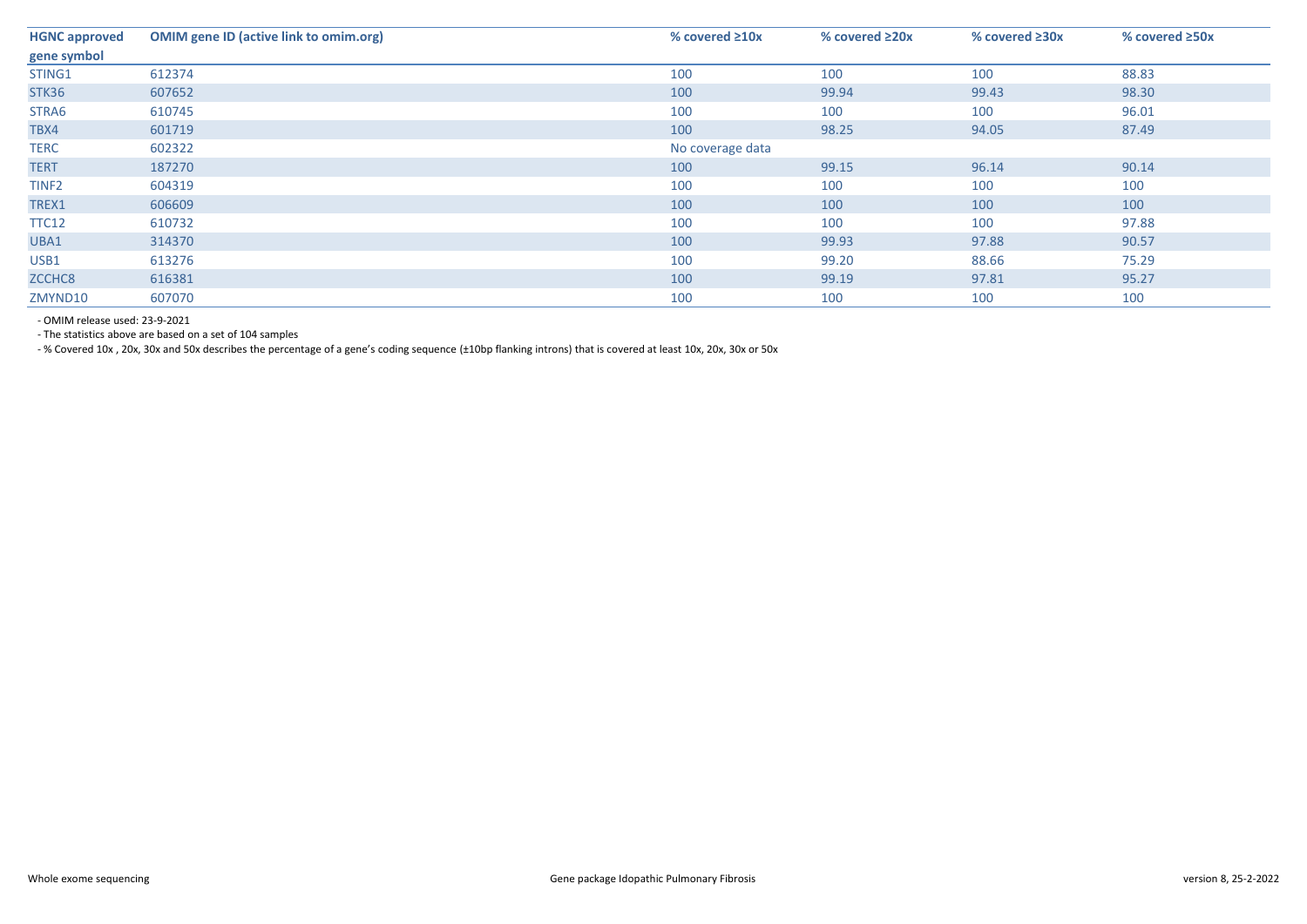| HGNC approved gene symbol | OMIM gene ID (active link to omim.org) | % covered ≥10x | % covered ≥20x | % covered ≥30x | % covered ≥50x |
|---|---|---|---|---|---|
| STING1 | 612374 | 100 | 100 | 100 | 88.83 |
| STK36 | 607652 | 100 | 99.94 | 99.43 | 98.30 |
| STRA6 | 610745 | 100 | 100 | 100 | 96.01 |
| TBX4 | 601719 | 100 | 98.25 | 94.05 | 87.49 |
| TERC | 602322 | No coverage data | | | |
| TERT | 187270 | 100 | 99.15 | 96.14 | 90.14 |
| TINF2 | 604319 | 100 | 100 | 100 | 100 |
| TREX1 | 606609 | 100 | 100 | 100 | 100 |
| TTC12 | 610732 | 100 | 100 | 100 | 97.88 |
| UBA1 | 314370 | 100 | 99.93 | 97.88 | 90.57 |
| USB1 | 613276 | 100 | 99.20 | 88.66 | 75.29 |
| ZCCHC8 | 616381 | 100 | 99.19 | 97.81 | 95.27 |
| ZMYND10 | 607070 | 100 | 100 | 100 | 100 |

- OMIM release used: 23-9-2021
- The statistics above are based on a set of 104 samples
- % Covered 10x , 20x, 30x and 50x describes the percentage of a gene's coding sequence (±10bp flanking introns) that is covered at least 10x, 20x, 30x or 50x